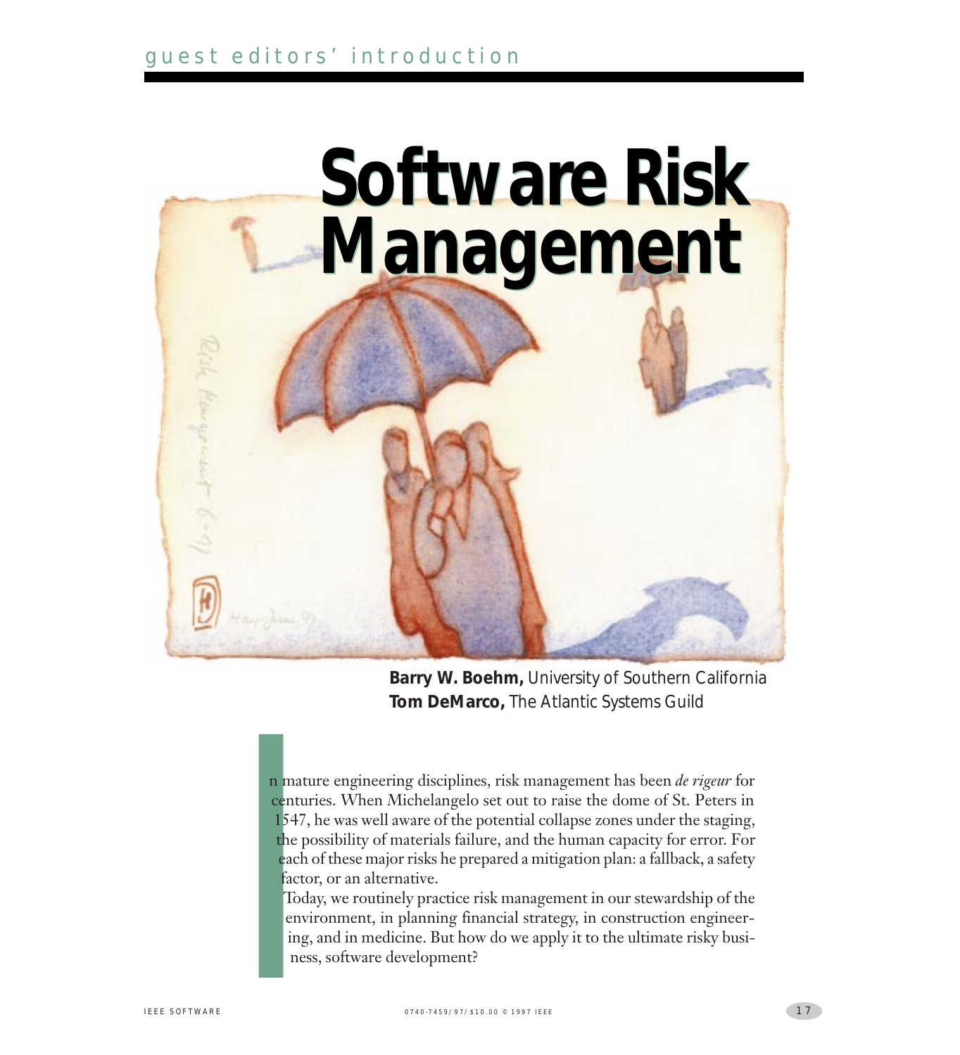# Software Risk Management

**Barry W. Boehm,** University of Southern California
**Tom DeMarco,** The Atlantic Systems Guild

In mature engineering disciplines, risk management has been *de rigeur* for centuries. When Michelangelo set out to raise the dome of St. Peters in 1547, he was well aware of the potential collapse zones under the staging, the possibility of materials failure, and the human capacity for error. For each of these major risks he prepared a mitigation plan: a fallback, a safety factor, or an alternative.

Today, we routinely practice risk management in our stewardship of the environment, in planning financial strategy, in construction engineering, and in medicine. But how do we apply it to the ultimate risky business, software development?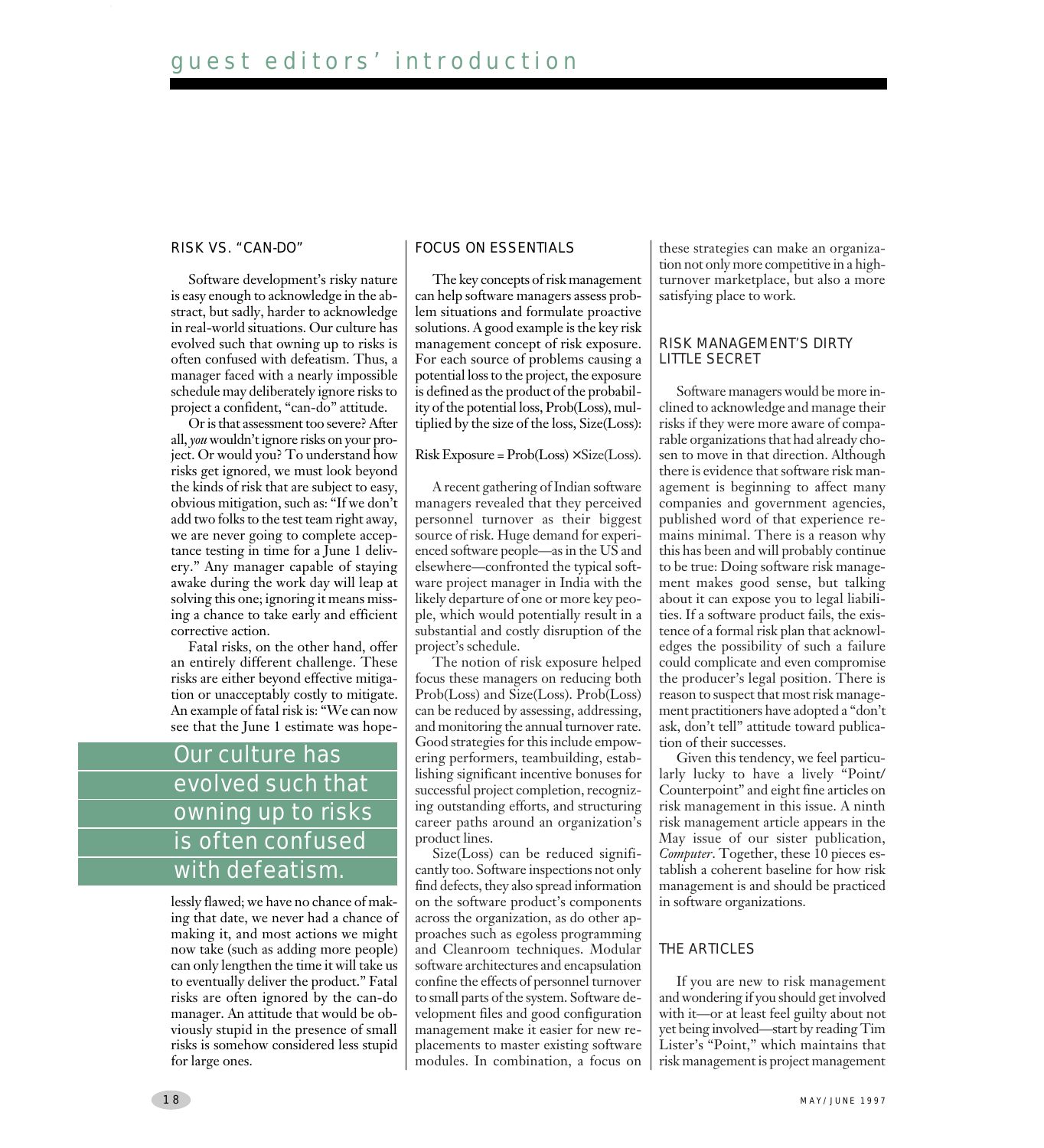## RISK VS. "CAN-DO"

Software development's risky nature is easy enough to acknowledge in the abstract, but sadly, harder to acknowledge in real-world situations. Our culture has evolved such that owning up to risks is often confused with defeatism. Thus, a manager faced with a nearly impossible schedule may deliberately ignore risks to project a confident, "can-do" attitude.

Or is that assessment too severe? After all, *you* wouldn't ignore risks on your project. Or would you? To understand how risks get ignored, we must look beyond the kinds of risk that are subject to easy, obvious mitigation, such as: "If we don't add two folks to the test team right away, we are never going to complete acceptance testing in time for a June 1 delivery." Any manager capable of staying awake during the work day will leap at solving this one; ignoring it means missing a chance to take early and efficient corrective action.

Fatal risks, on the other hand, offer an entirely different challenge. These risks are either beyond effective mitigation or unacceptably costly to mitigate. An example of fatal risk is: "We can now see that the June 1 estimate was hopelessly flawed; we have no chance of making that date, we never had a chance of making it, and most actions we might now take (such as adding more people) can only lengthen the time it will take us to eventually deliver the product." Fatal risks are often ignored by the can-do manager. An attitude that would be obviously stupid in the presence of small risks is somehow considered less stupid for large ones.

> Our culture has evolved such that owning up to risks is often confused with defeatism.

## FOCUS ON ESSENTIALS

The key concepts of risk management can help software managers assess problem situations and formulate proactive solutions. A good example is the key risk management concept of risk exposure. For each source of problems causing a potential loss to the project, the exposure is defined as the product of the probability of the potential loss, Prob(Loss), multiplied by the size of the loss, Size(Loss):

$$\text{Risk Exposure} = \text{Prob(Loss)} \times \text{Size(Loss)}.$$

A recent gathering of Indian software managers revealed that they perceived personnel turnover as their biggest source of risk. Huge demand for experienced software people—as in the US and elsewhere—confronted the typical software project manager in India with the likely departure of one or more key people, which would potentially result in a substantial and costly disruption of the project's schedule.

The notion of risk exposure helped focus these managers on reducing both Prob(Loss) and Size(Loss). Prob(Loss) can be reduced by assessing, addressing, and monitoring the annual turnover rate. Good strategies for this include empowering performers, teambuilding, establishing significant incentive bonuses for successful project completion, recognizing outstanding efforts, and structuring career paths around an organization's product lines.

Size(Loss) can be reduced significantly too. Software inspections not only find defects, they also spread information on the software product's components across the organization, as do other approaches such as egoless programming and Cleanroom techniques. Modular software architectures and encapsulation confine the effects of personnel turnover to small parts of the system. Software development files and good configuration management make it easier for new replacements to master existing software modules. In combination, a focus on these strategies can make an organization not only more competitive in a high-turnover marketplace, but also a more satisfying place to work.

## RISK MANAGEMENT'S DIRTY LITTLE SECRET

Software managers would be more inclined to acknowledge and manage their risks if they were more aware of comparable organizations that had already chosen to move in that direction. Although there is evidence that software risk management is beginning to affect many companies and government agencies, published word of that experience remains minimal. There is a reason why this has been and will probably continue to be true: Doing software risk management makes good sense, but talking about it can expose you to legal liabilities. If a software product fails, the existence of a formal risk plan that acknowledges the possibility of such a failure could complicate and even compromise the producer's legal position. There is reason to suspect that most risk management practitioners have adopted a "don't ask, don't tell" attitude toward publication of their successes.

Given this tendency, we feel particularly lucky to have a lively "Point/Counterpoint" and eight fine articles on risk management in this issue. A ninth risk management article appears in the May issue of our sister publication, *Computer*. Together, these 10 pieces establish a coherent baseline for how risk management is and should be practiced in software organizations.

## THE ARTICLES

If you are new to risk management and wondering if you should get involved with it—or at least feel guilty about not yet being involved—start by reading Tim Lister's "Point," which maintains that risk management is project management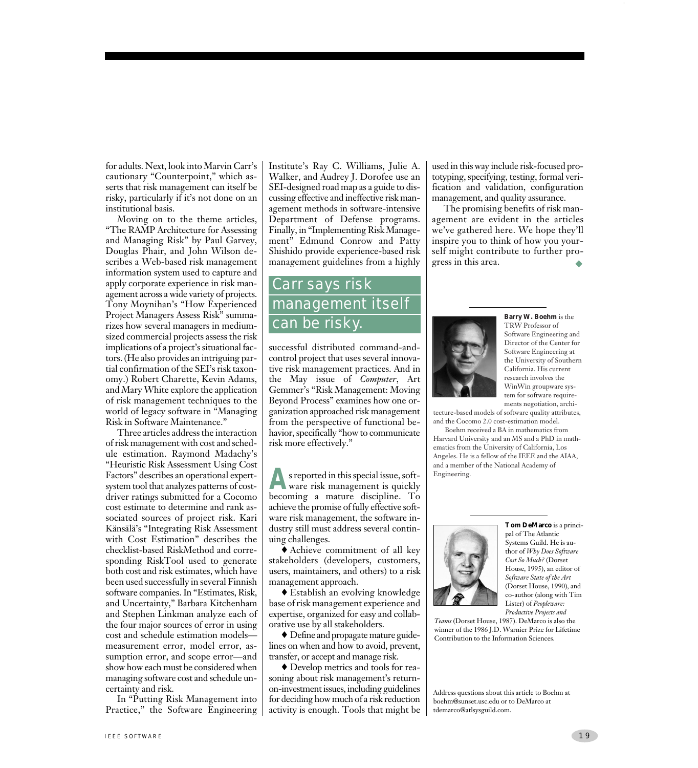for adults. Next, look into Marvin Carr's cautionary "Counterpoint," which asserts that risk management can itself be risky, particularly if it's not done on an institutional basis.

Moving on to the theme articles, "The RAMP Architecture for Assessing and Managing Risk" by Paul Garvey, Douglas Phair, and John Wilson describes a Web-based risk management information system used to capture and apply corporate experience in risk management across a wide variety of projects. Tony Moynihan's "How Experienced Project Managers Assess Risk" summarizes how several managers in medium-sized commercial projects assess the risk implications of a project's situational factors. (He also provides an intriguing partial confirmation of the SEI's risk taxonomy.) Robert Charette, Kevin Adams, and Mary White explore the application of risk management techniques to the world of legacy software in "Managing Risk in Software Maintenance."

Three articles address the interaction of risk management with cost and schedule estimation. Raymond Madachy's "Heuristic Risk Assessment Using Cost Factors" describes an operational expert-system tool that analyzes patterns of cost-driver ratings submitted for a Cocomo cost estimate to determine and rank associated sources of project risk. Kari Känsälä's "Integrating Risk Assessment with Cost Estimation" describes the checklist-based RiskMethod and corresponding RiskTool used to generate both cost and risk estimates, which have been used successfully in several Finnish software companies. In "Estimates, Risk, and Uncertainty," Barbara Kitchenham and Stephen Linkman analyze each of the four major sources of error in using cost and schedule estimation models—measurement error, model error, assumption error, and scope error—and show how each must be considered when managing software cost and schedule uncertainty and risk.

In "Putting Risk Management into Practice," the Software Engineering Institute's Ray C. Williams, Julie A. Walker, and Audrey J. Dorofee use an SEI-designed road map as a guide to discussing effective and ineffective risk management methods in software-intensive Department of Defense programs. Finally, in "Implementing Risk Management" Edmund Conrow and Patty Shishido provide experience-based risk management guidelines from a highly successful distributed command-and-control project that uses several innovative risk management practices. And in the May issue of *Computer*, Art Gemmer's "Risk Management: Moving Beyond Process" examines how one organization approached risk management from the perspective of functional behavior, specifically "how to communicate risk more effectively."

**Carr says risk management itself can be risky.**

As reported in this special issue, software risk management is quickly becoming a mature discipline. To achieve the promise of fully effective software risk management, the software industry still must address several continuing challenges.

- Achieve commitment of all key stakeholders (developers, customers, users, maintainers, and others) to a risk management approach.
- Establish an evolving knowledge base of risk management experience and expertise, organized for easy and collaborative use by all stakeholders.
- Define and propagate mature guidelines on when and how to avoid, prevent, transfer, or accept and manage risk.
- Develop metrics and tools for reasoning about risk management's return-on-investment issues, including guidelines for deciding how much of a risk reduction activity is enough. Tools that might be used in this way include risk-focused prototyping, specifying, testing, formal verification and validation, configuration management, and quality assurance.

The promising benefits of risk management are evident in the articles we've gathered here. We hope they'll inspire you to think of how you yourself might contribute to further progress in this area. ◆

---

**Barry W. Boehm** is the TRW Professor of Software Engineering and Director of the Center for Software Engineering at the University of Southern California. His current research involves the WinWin groupware system for software requirements negotiation, architecture-based models of software quality attributes, and the Cocomo 2.0 cost-estimation model.

Boehm received a BA in mathematics from Harvard University and an MS and a PhD in mathematics from the University of California, Los Angeles. He is a fellow of the IEEE and the AIAA, and a member of the National Academy of Engineering.

---

**Tom DeMarco** is a principal of The Atlantic Systems Guild. He is author of *Why Does Software Cost So Much?* (Dorset House, 1995), an editor of *Software State of the Art* (Dorset House, 1990), and co-author (along with Tim Lister) of *Peopleware: Productive Projects and Teams* (Dorset House, 1987). DeMarco is also the winner of the 1986 J.D. Warnier Prize for Lifetime Contribution to the Information Sciences.

---

Address questions about this article to Boehm at boehm@sunset.usc.edu or to DeMarco at tdemarco@atlsysguild.com.